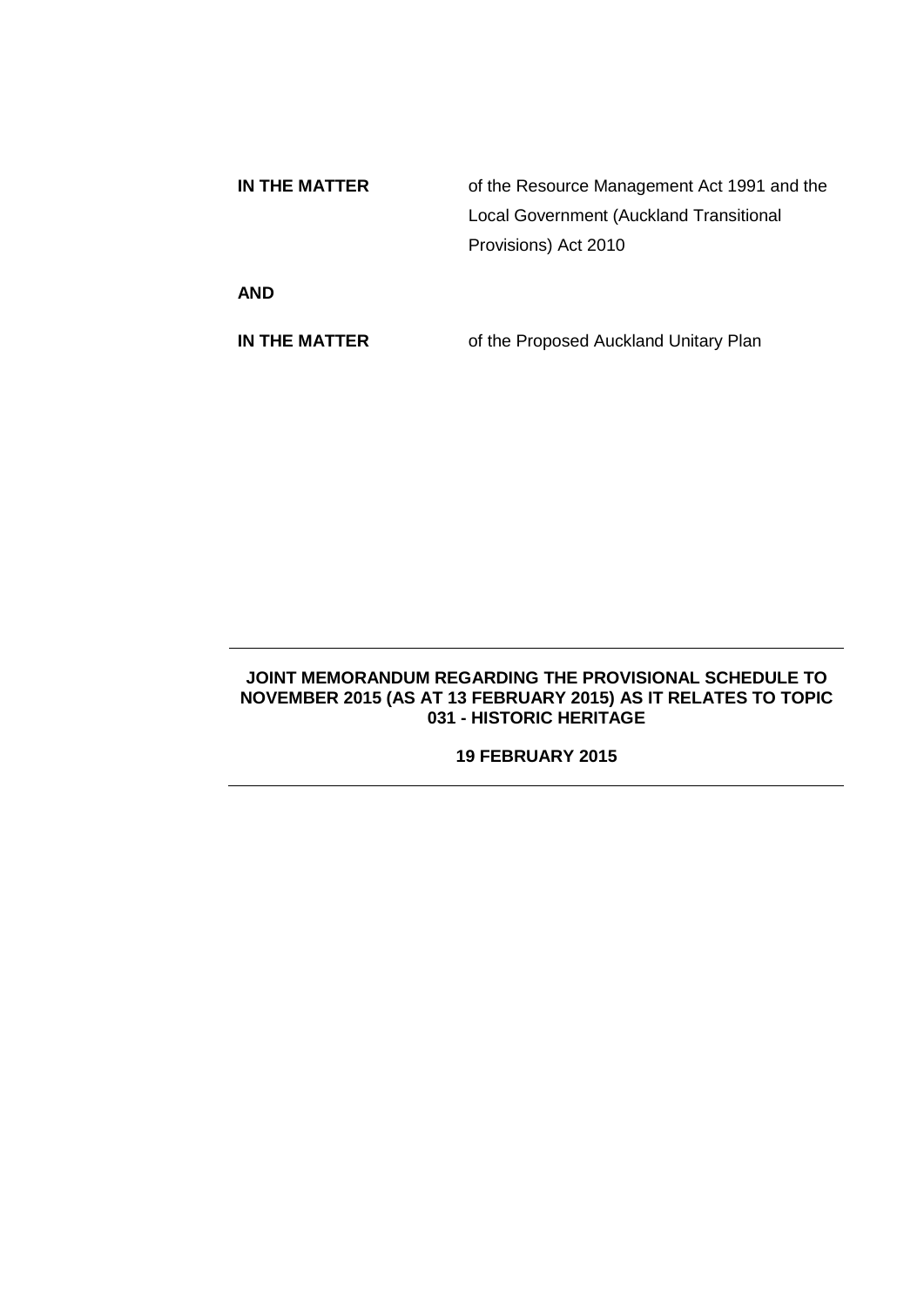| | |
|---|---|
| **IN THE MATTER** | of the Resource Management Act 1991 and the Local Government (Auckland Transitional Provisions) Act 2010 |
| **AND** | |
| **IN THE MATTER** | of the Proposed Auckland Unitary Plan |

---

**JOINT MEMORANDUM REGARDING THE PROVISIONAL SCHEDULE TO NOVEMBER 2015 (AS AT 13 FEBRUARY 2015) AS IT RELATES TO TOPIC 031 - HISTORIC HERITAGE**

**19 FEBRUARY 2015**

---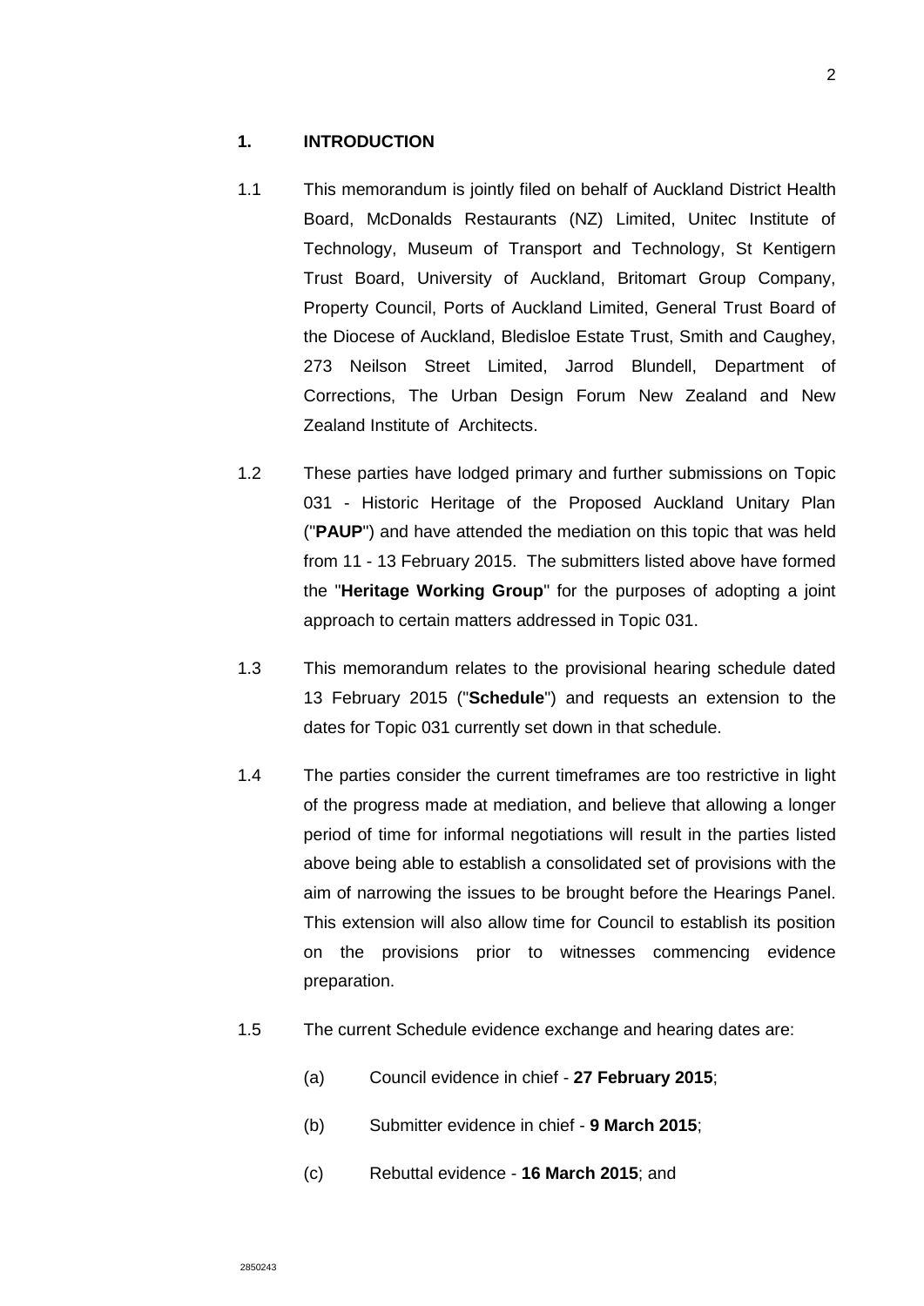## 1. INTRODUCTION

1.1 This memorandum is jointly filed on behalf of Auckland District Health Board, McDonalds Restaurants (NZ) Limited, Unitec Institute of Technology, Museum of Transport and Technology, St Kentigern Trust Board, University of Auckland, Britomart Group Company, Property Council, Ports of Auckland Limited, General Trust Board of the Diocese of Auckland, Bledisloe Estate Trust, Smith and Caughey, 273 Neilson Street Limited, Jarrod Blundell, Department of Corrections, The Urban Design Forum New Zealand and New Zealand Institute of Architects.

1.2 These parties have lodged primary and further submissions on Topic 031 - Historic Heritage of the Proposed Auckland Unitary Plan ("**PAUP**") and have attended the mediation on this topic that was held from 11 - 13 February 2015. The submitters listed above have formed the "**Heritage Working Group**" for the purposes of adopting a joint approach to certain matters addressed in Topic 031.

1.3 This memorandum relates to the provisional hearing schedule dated 13 February 2015 ("**Schedule**") and requests an extension to the dates for Topic 031 currently set down in that schedule.

1.4 The parties consider the current timeframes are too restrictive in light of the progress made at mediation, and believe that allowing a longer period of time for informal negotiations will result in the parties listed above being able to establish a consolidated set of provisions with the aim of narrowing the issues to be brought before the Hearings Panel. This extension will also allow time for Council to establish its position on the provisions prior to witnesses commencing evidence preparation.

1.5 The current Schedule evidence exchange and hearing dates are:

(a) Council evidence in chief - **27 February 2015**;

(b) Submitter evidence in chief - **9 March 2015**;

(c) Rebuttal evidence - **16 March 2015**; and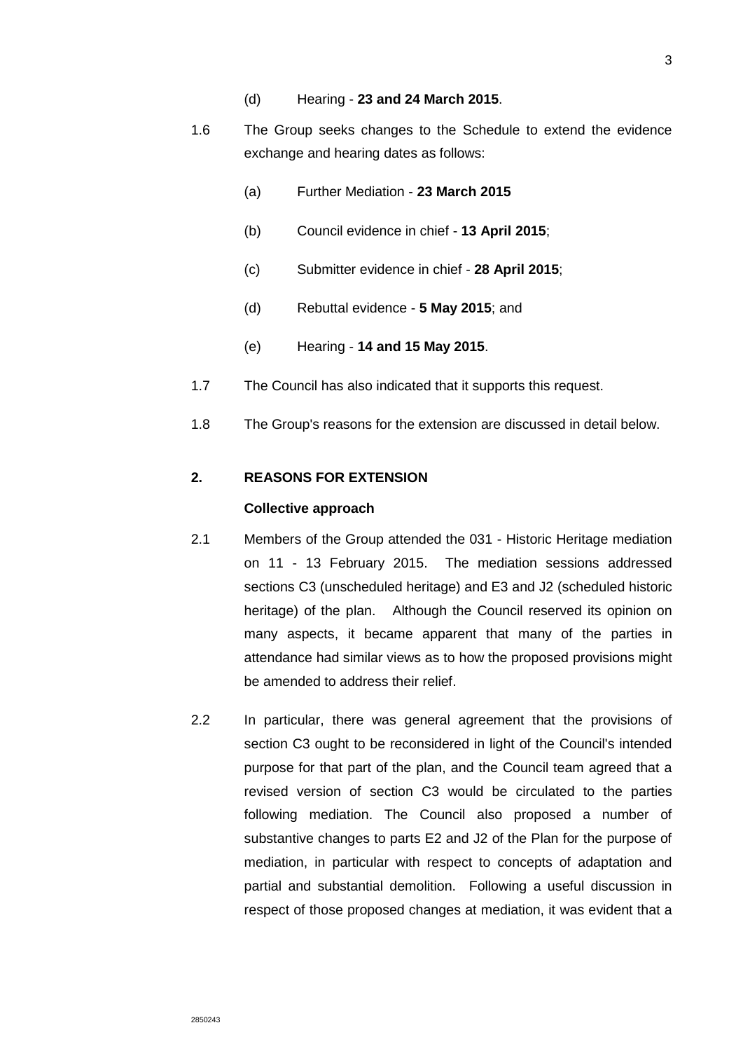(d) Hearing - **23 and 24 March 2015**.

1.6 The Group seeks changes to the Schedule to extend the evidence exchange and hearing dates as follows:

(a) Further Mediation - **23 March 2015**

(b) Council evidence in chief - **13 April 2015**;

(c) Submitter evidence in chief - **28 April 2015**;

(d) Rebuttal evidence - **5 May 2015**; and

(e) Hearing - **14 and 15 May 2015**.

1.7 The Council has also indicated that it supports this request.

1.8 The Group's reasons for the extension are discussed in detail below.

## 2. REASONS FOR EXTENSION

### Collective approach

2.1 Members of the Group attended the 031 - Historic Heritage mediation on 11 - 13 February 2015. The mediation sessions addressed sections C3 (unscheduled heritage) and E3 and J2 (scheduled historic heritage) of the plan. Although the Council reserved its opinion on many aspects, it became apparent that many of the parties in attendance had similar views as to how the proposed provisions might be amended to address their relief.

2.2 In particular, there was general agreement that the provisions of section C3 ought to be reconsidered in light of the Council's intended purpose for that part of the plan, and the Council team agreed that a revised version of section C3 would be circulated to the parties following mediation. The Council also proposed a number of substantive changes to parts E2 and J2 of the Plan for the purpose of mediation, in particular with respect to concepts of adaptation and partial and substantial demolition. Following a useful discussion in respect of those proposed changes at mediation, it was evident that a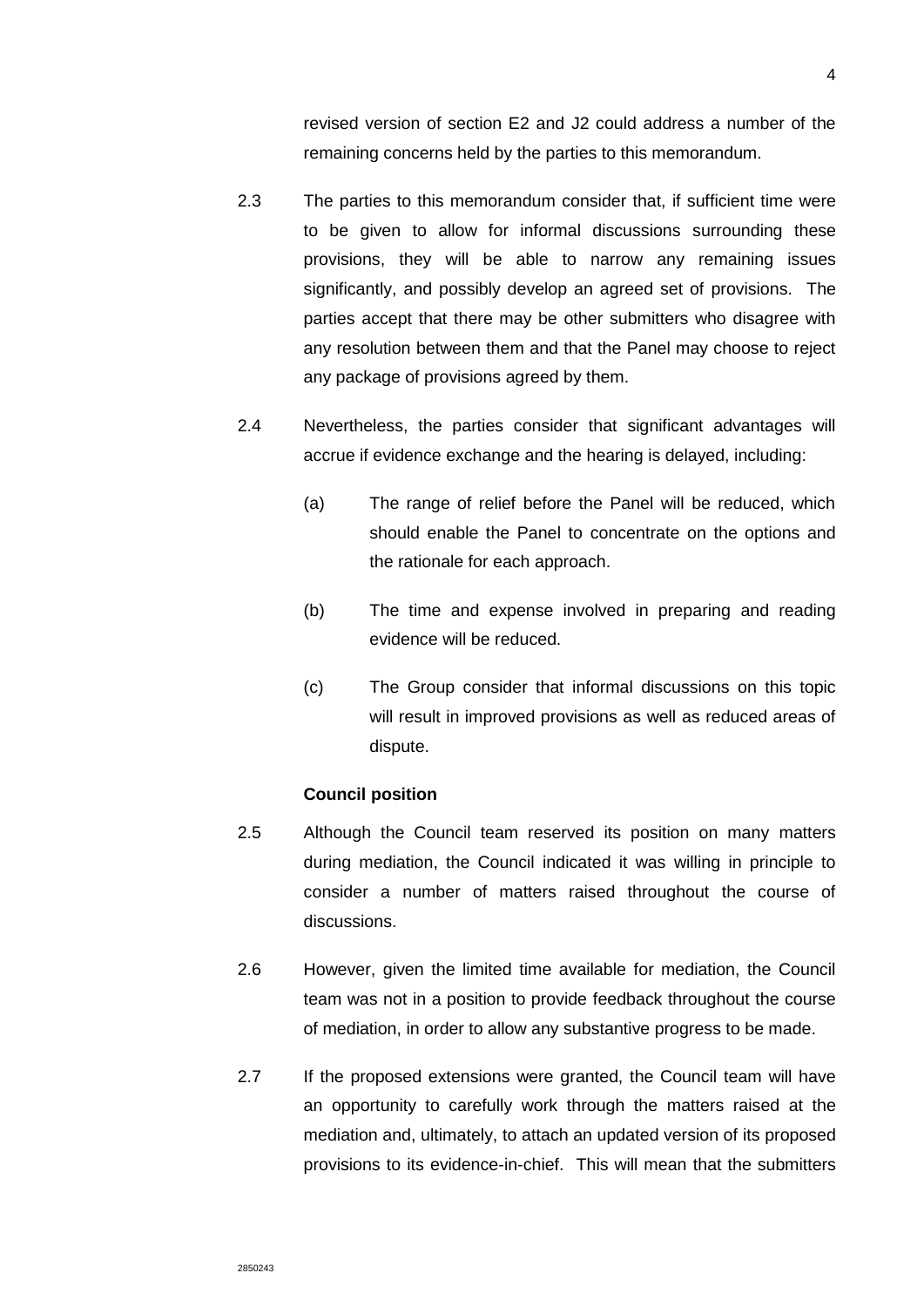revised version of section E2 and J2 could address a number of the remaining concerns held by the parties to this memorandum.

2.3 The parties to this memorandum consider that, if sufficient time were to be given to allow for informal discussions surrounding these provisions, they will be able to narrow any remaining issues significantly, and possibly develop an agreed set of provisions. The parties accept that there may be other submitters who disagree with any resolution between them and that the Panel may choose to reject any package of provisions agreed by them.

2.4 Nevertheless, the parties consider that significant advantages will accrue if evidence exchange and the hearing is delayed, including:

(a) The range of relief before the Panel will be reduced, which should enable the Panel to concentrate on the options and the rationale for each approach.

(b) The time and expense involved in preparing and reading evidence will be reduced.

(c) The Group consider that informal discussions on this topic will result in improved provisions as well as reduced areas of dispute.

**Council position**

2.5 Although the Council team reserved its position on many matters during mediation, the Council indicated it was willing in principle to consider a number of matters raised throughout the course of discussions.

2.6 However, given the limited time available for mediation, the Council team was not in a position to provide feedback throughout the course of mediation, in order to allow any substantive progress to be made.

2.7 If the proposed extensions were granted, the Council team will have an opportunity to carefully work through the matters raised at the mediation and, ultimately, to attach an updated version of its proposed provisions to its evidence-in-chief. This will mean that the submitters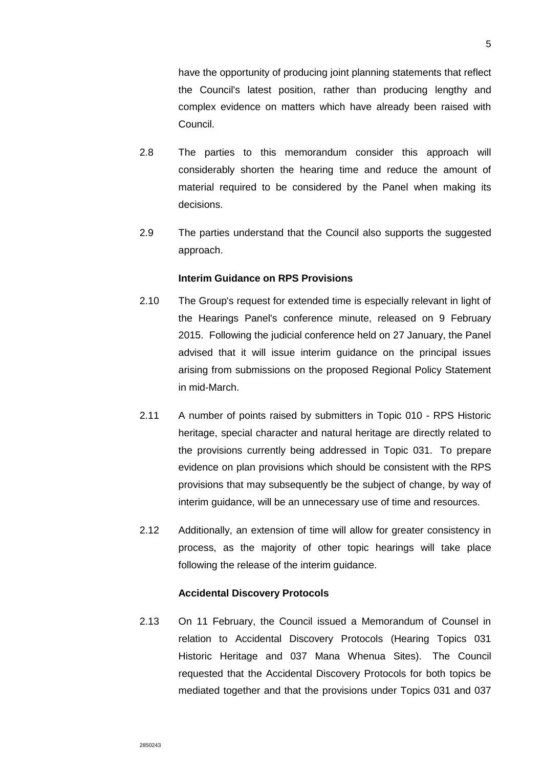have the opportunity of producing joint planning statements that reflect the Council's latest position, rather than producing lengthy and complex evidence on matters which have already been raised with Council.

2.8 The parties to this memorandum consider this approach will considerably shorten the hearing time and reduce the amount of material required to be considered by the Panel when making its decisions.

2.9 The parties understand that the Council also supports the suggested approach.

**Interim Guidance on RPS Provisions**

2.10 The Group's request for extended time is especially relevant in light of the Hearings Panel's conference minute, released on 9 February 2015. Following the judicial conference held on 27 January, the Panel advised that it will issue interim guidance on the principal issues arising from submissions on the proposed Regional Policy Statement in mid-March.

2.11 A number of points raised by submitters in Topic 010 - RPS Historic heritage, special character and natural heritage are directly related to the provisions currently being addressed in Topic 031. To prepare evidence on plan provisions which should be consistent with the RPS provisions that may subsequently be the subject of change, by way of interim guidance, will be an unnecessary use of time and resources.

2.12 Additionally, an extension of time will allow for greater consistency in process, as the majority of other topic hearings will take place following the release of the interim guidance.

**Accidental Discovery Protocols**

2.13 On 11 February, the Council issued a Memorandum of Counsel in relation to Accidental Discovery Protocols (Hearing Topics 031 Historic Heritage and 037 Mana Whenua Sites). The Council requested that the Accidental Discovery Protocols for both topics be mediated together and that the provisions under Topics 031 and 037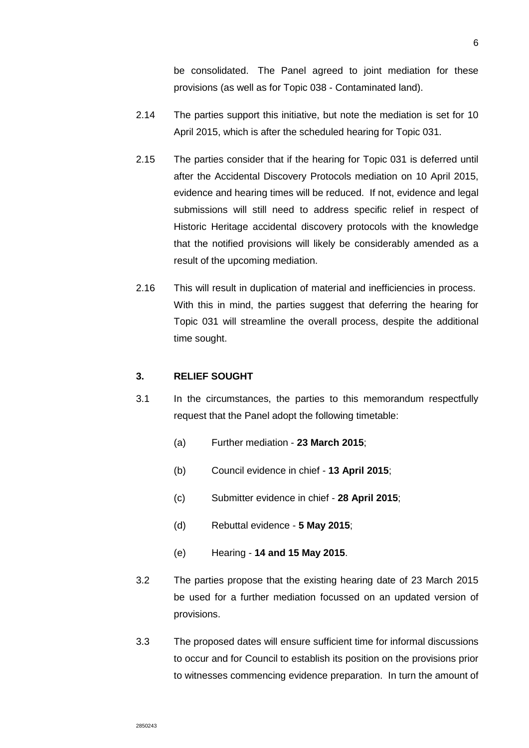be consolidated. The Panel agreed to joint mediation for these provisions (as well as for Topic 038 - Contaminated land).

2.14 The parties support this initiative, but note the mediation is set for 10 April 2015, which is after the scheduled hearing for Topic 031.

2.15 The parties consider that if the hearing for Topic 031 is deferred until after the Accidental Discovery Protocols mediation on 10 April 2015, evidence and hearing times will be reduced. If not, evidence and legal submissions will still need to address specific relief in respect of Historic Heritage accidental discovery protocols with the knowledge that the notified provisions will likely be considerably amended as a result of the upcoming mediation.

2.16 This will result in duplication of material and inefficiencies in process. With this in mind, the parties suggest that deferring the hearing for Topic 031 will streamline the overall process, despite the additional time sought.

## 3. RELIEF SOUGHT

3.1 In the circumstances, the parties to this memorandum respectfully request that the Panel adopt the following timetable:

(a) Further mediation - **23 March 2015**;

(b) Council evidence in chief - **13 April 2015**;

(c) Submitter evidence in chief - **28 April 2015**;

(d) Rebuttal evidence - **5 May 2015**;

(e) Hearing - **14 and 15 May 2015**.

3.2 The parties propose that the existing hearing date of 23 March 2015 be used for a further mediation focussed on an updated version of provisions.

3.3 The proposed dates will ensure sufficient time for informal discussions to occur and for Council to establish its position on the provisions prior to witnesses commencing evidence preparation. In turn the amount of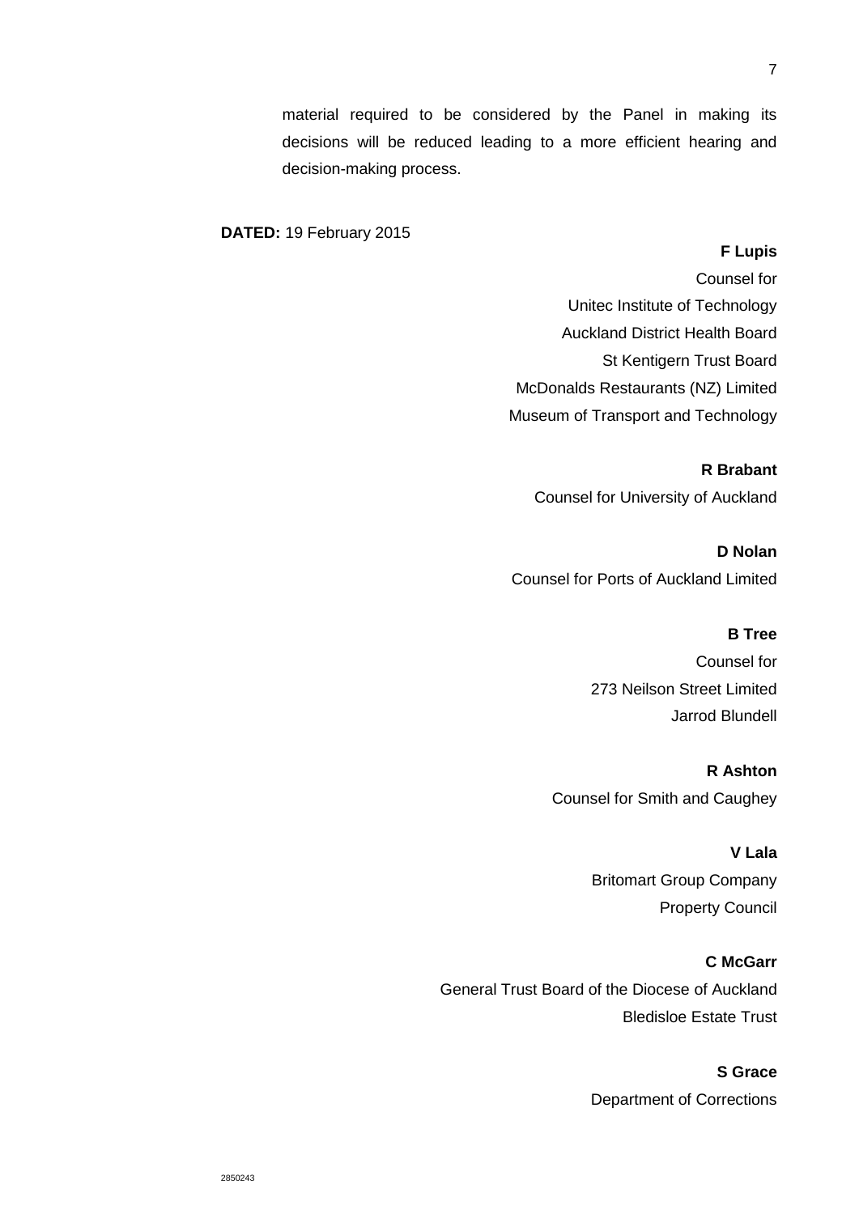material required to be considered by the Panel in making its decisions will be reduced leading to a more efficient hearing and decision-making process.

**DATED:** 19 February 2015

**F Lupis**
Counsel for
Unitec Institute of Technology
Auckland District Health Board
St Kentigern Trust Board
McDonalds Restaurants (NZ) Limited
Museum of Transport and Technology

**R Brabant**
Counsel for University of Auckland

**D Nolan**
Counsel for Ports of Auckland Limited

**B Tree**
Counsel for
273 Neilson Street Limited
Jarrod Blundell

**R Ashton**
Counsel for Smith and Caughey

**V Lala**
Britomart Group Company
Property Council

**C McGarr**
General Trust Board of the Diocese of Auckland
Bledisloe Estate Trust

**S Grace**
Department of Corrections

2850243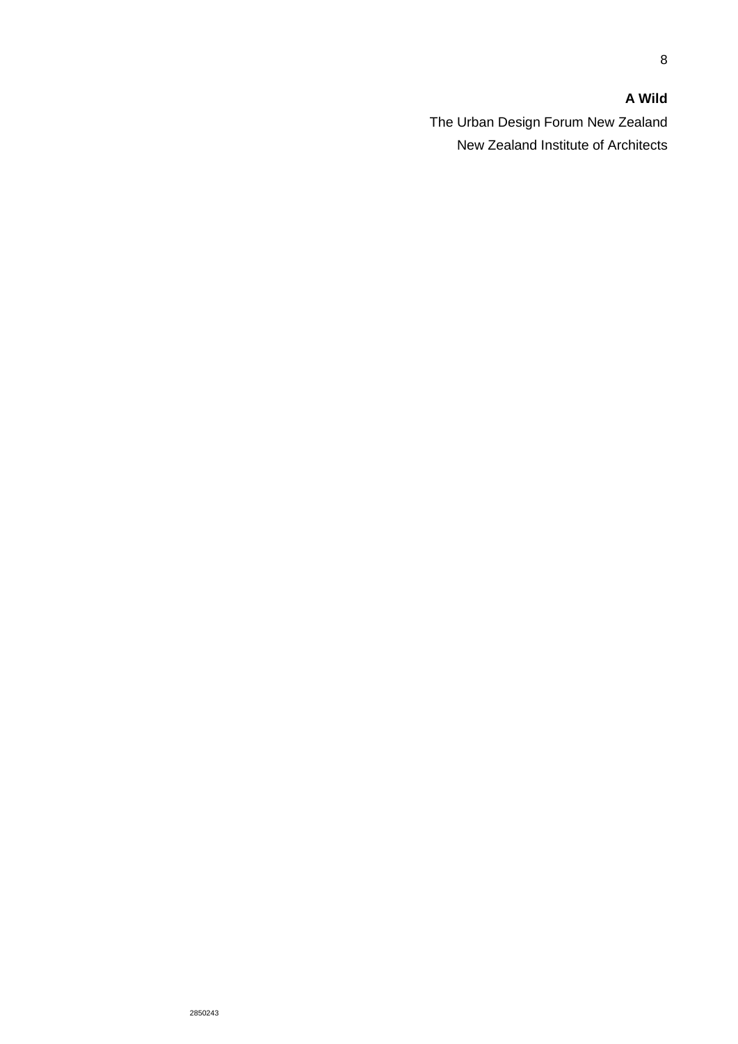**A Wild**

The Urban Design Forum New Zealand

New Zealand Institute of Architects

2850243